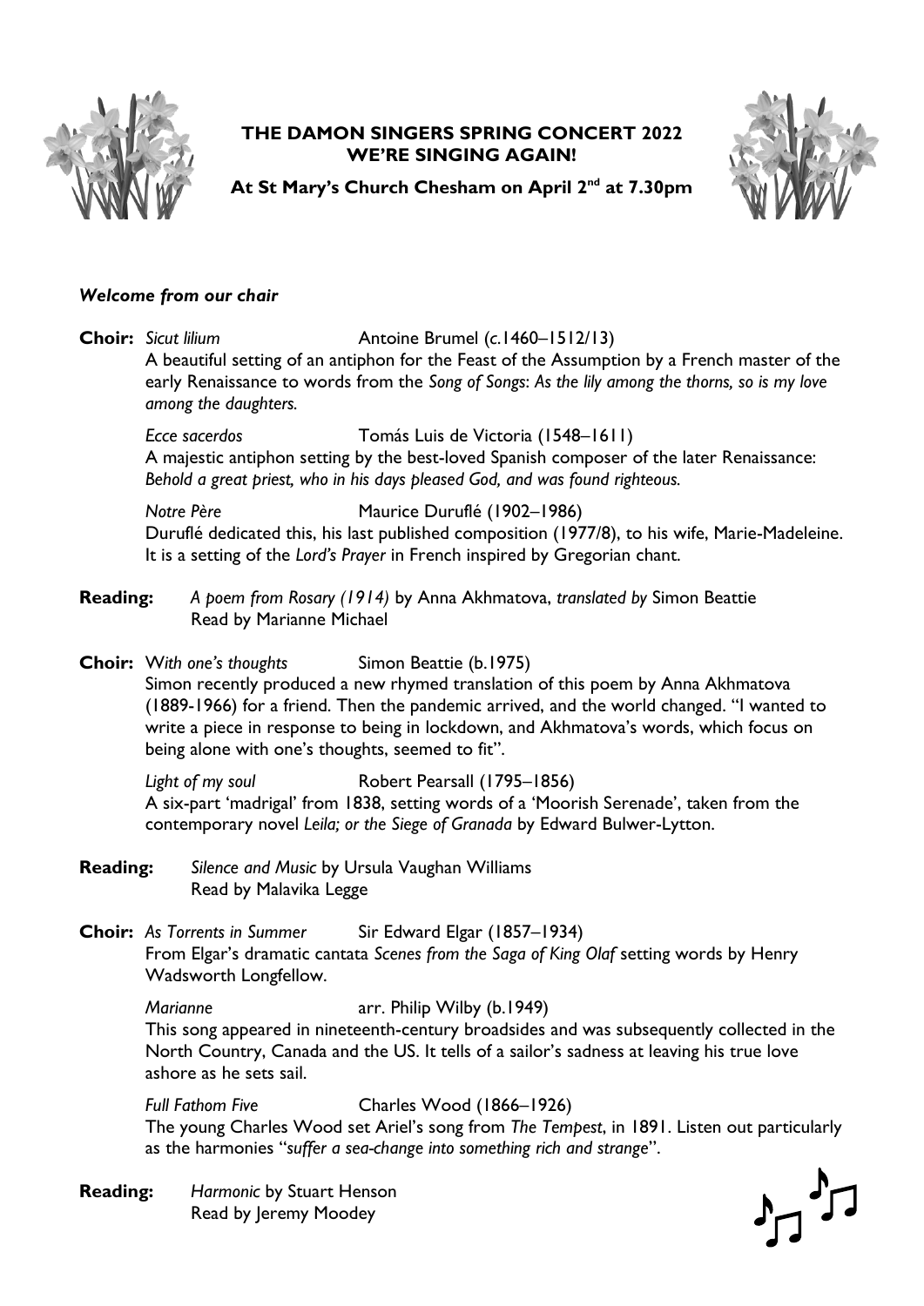# THE DAMON SINGERS SPRING CONCERT 2022
## WE'RE SINGING AGAIN!

**At St Mary's Church Chesham on April 2nd at 7.30pm**

***Welcome from our chair***

**Choir:** *Sicut lilium* Antoine Brumel (*c.*1460–1512/13)
A beautiful setting of an antiphon for the Feast of the Assumption by a French master of the early Renaissance to words from the *Song of Songs*: *As the lily among the thorns, so is my love among the daughters.*

*Ecce sacerdos* Tomás Luis de Victoria (1548–1611)
A majestic antiphon setting by the best-loved Spanish composer of the later Renaissance: *Behold a great priest, who in his days pleased God, and was found righteous.*

*Notre Père* Maurice Duruflé (1902–1986)
Duruflé dedicated this, his last published composition (1977/8), to his wife, Marie-Madeleine. It is a setting of the *Lord's Prayer* in French inspired by Gregorian chant.

**Reading:** *A poem from Rosary (1914)* by Anna Akhmatova, *translated by* Simon Beattie
Read by Marianne Michael

**Choir:** *With one's thoughts* Simon Beattie (b.1975)
Simon recently produced a new rhymed translation of this poem by Anna Akhmatova (1889-1966) for a friend. Then the pandemic arrived, and the world changed. "I wanted to write a piece in response to being in lockdown, and Akhmatova's words, which focus on being alone with one's thoughts, seemed to fit".

*Light of my soul* Robert Pearsall (1795–1856)
A six-part 'madrigal' from 1838, setting words of a 'Moorish Serenade', taken from the contemporary novel *Leila; or the Siege of Granada* by Edward Bulwer-Lytton.

**Reading:** *Silence and Music* by Ursula Vaughan Williams
Read by Malavika Legge

**Choir:** *As Torrents in Summer* Sir Edward Elgar (1857–1934)
From Elgar's dramatic cantata *Scenes from the Saga of King Olaf* setting words by Henry Wadsworth Longfellow.

*Marianne* arr. Philip Wilby (b.1949)
This song appeared in nineteenth-century broadsides and was subsequently collected in the North Country, Canada and the US. It tells of a sailor's sadness at leaving his true love ashore as he sets sail.

*Full Fathom Five* Charles Wood (1866–1926)
The young Charles Wood set Ariel's song from *The Tempest*, in 1891. Listen out particularly as the harmonies "*suffer a sea-change into something rich and strange*".

**Reading:** *Harmonic* by Stuart Henson
Read by Jeremy Moodey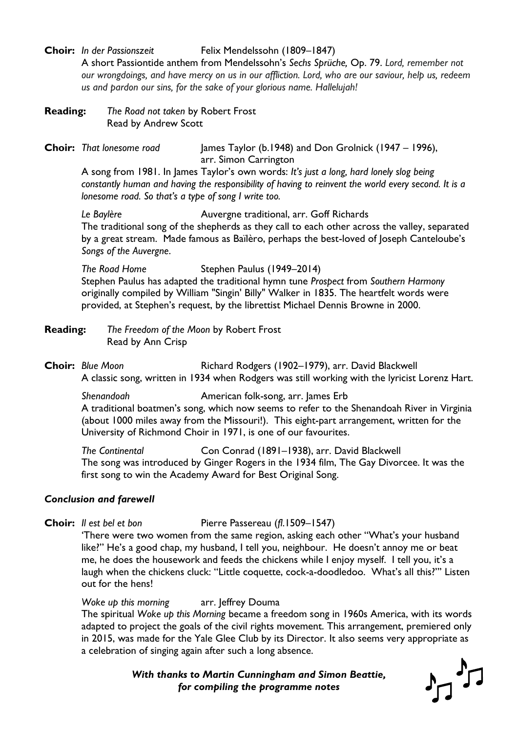**Choir:** *In der Passionszeit* Felix Mendelssohn (1809–1847)

A short Passiontide anthem from Mendelssohn's *Sechs Sprüche,* Op. 79. *Lord, remember not our wrongdoings, and have mercy on us in our affliction. Lord, who are our saviour, help us, redeem us and pardon our sins, for the sake of your glorious name. Hallelujah!*

**Reading:** *The Road not taken* by Robert Frost
Read by Andrew Scott

**Choir:** *That lonesome road* James Taylor (b.1948) and Don Grolnick (1947 – 1996), arr. Simon Carrington

A song from 1981. In James Taylor's own words: *It's just a long, hard lonely slog being constantly human and having the responsibility of having to reinvent the world every second. It is a lonesome road. So that's a type of song I write too.*

*Le Baylère* Auvergne traditional, arr. Goff Richards

The traditional song of the shepherds as they call to each other across the valley, separated by a great stream. Made famous as Baïlèro, perhaps the best-loved of Joseph Canteloube's *Songs of the Auvergne*.

*The Road Home* Stephen Paulus (1949–2014)

Stephen Paulus has adapted the traditional hymn tune *Prospect* from *Southern Harmony* originally compiled by William "Singin' Billy" Walker in 1835. The heartfelt words were provided, at Stephen's request, by the librettist Michael Dennis Browne in 2000.

**Reading:** *The Freedom of the Moon* by Robert Frost
Read by Ann Crisp

**Choir:** *Blue Moon* Richard Rodgers (1902–1979), arr. David Blackwell

A classic song, written in 1934 when Rodgers was still working with the lyricist Lorenz Hart.

*Shenandoah* American folk-song, arr. James Erb

A traditional boatmen's song, which now seems to refer to the Shenandoah River in Virginia (about 1000 miles away from the Missouri!). This eight-part arrangement, written for the University of Richmond Choir in 1971, is one of our favourites.

*The Continental* Con Conrad (1891–1938), arr. David Blackwell

The song was introduced by Ginger Rogers in the 1934 film, The Gay Divorcee. It was the first song to win the Academy Award for Best Original Song.

***Conclusion and farewell***

**Choir:** *Il est bel et bon* Pierre Passereau (*fl.*1509–1547)

'There were two women from the same region, asking each other "What's your husband like?" He's a good chap, my husband, I tell you, neighbour. He doesn't annoy me or beat me, he does the housework and feeds the chickens while I enjoy myself. I tell you, it's a laugh when the chickens cluck: "Little coquette, cock-a-doodledoo. What's all this?"' Listen out for the hens!

*Woke up this morning* arr. Jeffrey Douma

The spiritual *Woke up this Morning* became a freedom song in 1960s America, with its words adapted to project the goals of the civil rights movement. This arrangement, premiered only in 2015, was made for the Yale Glee Club by its Director. It also seems very appropriate as a celebration of singing again after such a long absence.

***With thanks to Martin Cunningham and Simon Beattie, for compiling the programme notes***